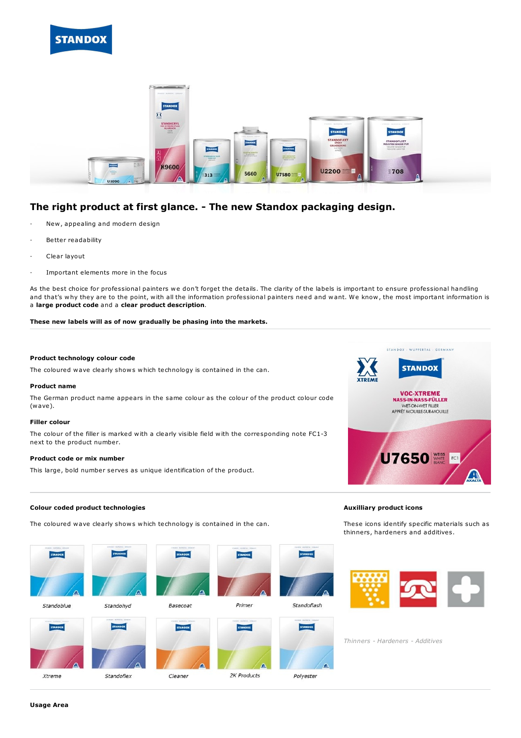## The right product at first glance. - The new Standox packaging design.

- New, appealing and modern design
- Better readability
- Clear layout
- Important elements more in the focus

As the best choice for professional painters we don't forget the details. The clarity of the labels is important to ensure professional handling and that's why they are to the point, with all the information professional painters need and want. We know, the most important information is a **large product code** and a **clear product description**.

**These new labels will as of now gradually be phasing into the markets.**

#### Product technology colour code

The coloured wave clearly shows which technology is contained in the can.

#### Product name

The German product name appears in the same colour as the colour of the product colour code (wave).

#### Filler colour

The colour of the filler is marked with a clearly visible field with the corresponding note FC1-3 next to the product number.

#### Product code or mix number

This large, bold number serves as unique identification of the product.

#### Colour coded product technologies

The coloured wave clearly shows which technology is contained in the can.

Standoblue

Standohyd

Basecoat

Primer

Standoflash

Xtreme

Standoflex

Cleaner

2K Products

Polyester

#### Auxilliary product icons

These icons identify specific materials such as thinners, hardeners and additives.

*Thinners - Hardeners - Additives*

#### Usage Area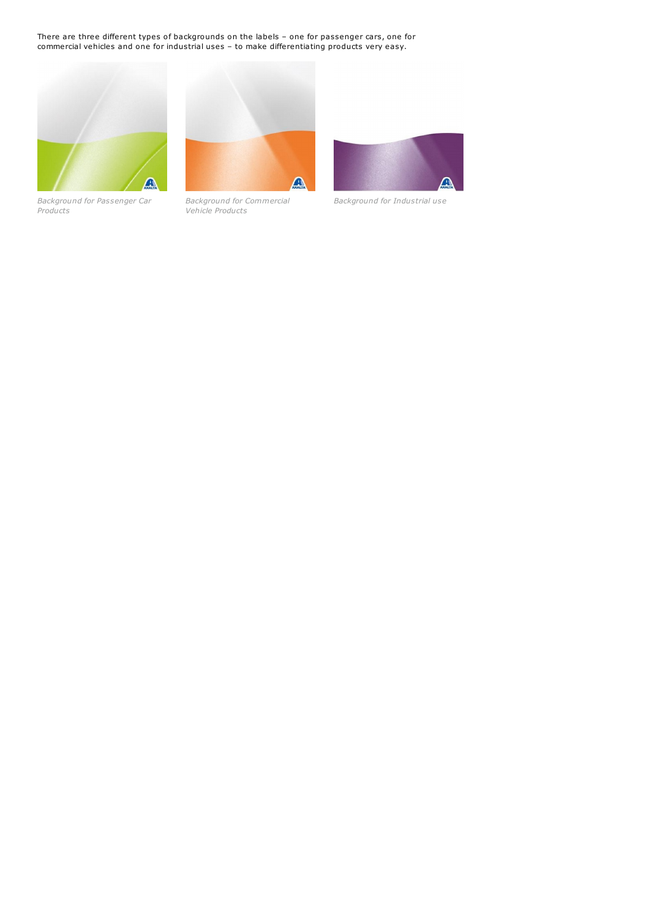There are three different types of backgrounds on the labels – one for passenger cars, one for commercial vehicles and one for industrial uses – to make differentiating products very easy.

*Background for Passenger Car Products*

*Background for Commercial Vehicle Products*

*Background for Industrial use*